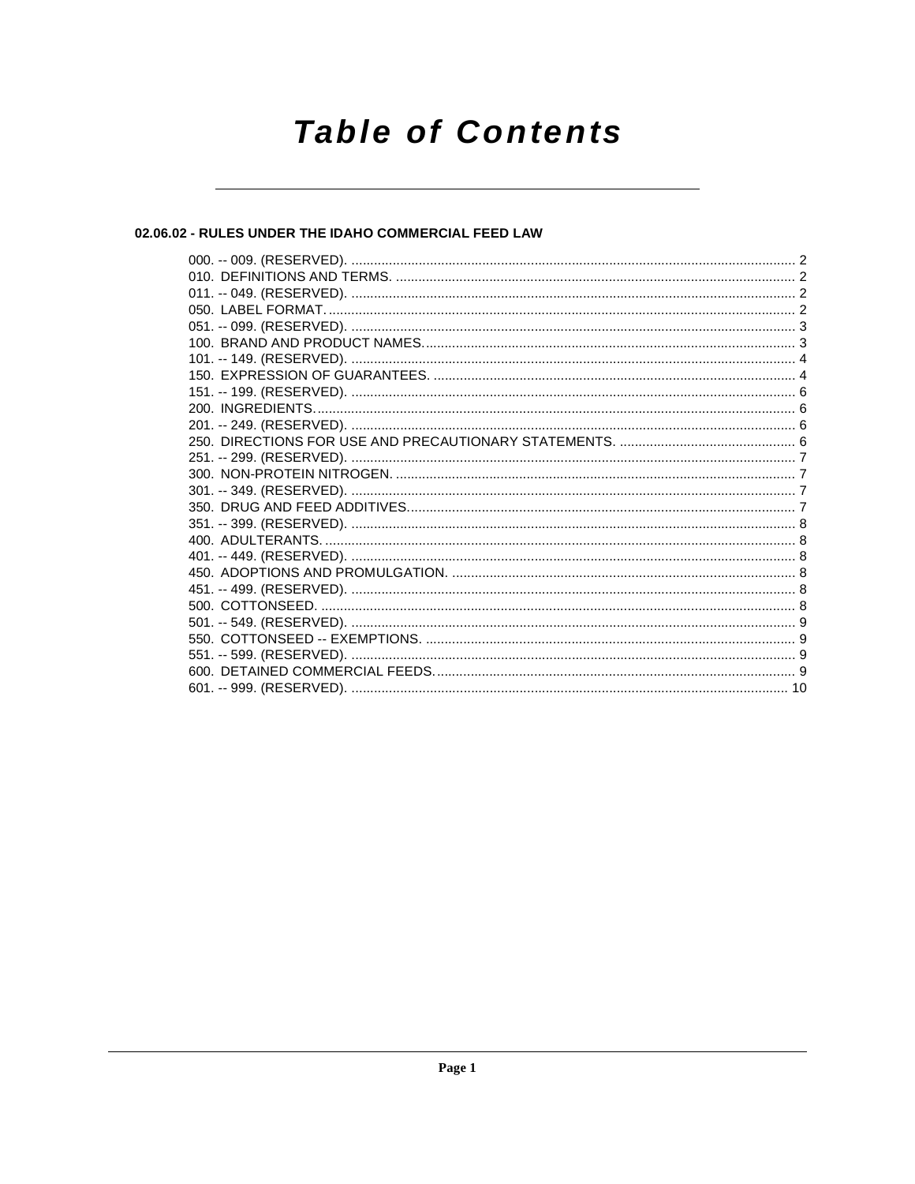# Table of Contents

## 02.06.02 - RULES UNDER THE IDAHO COMMERCIAL FEED LAW

000. -- 009. (RESERVED). ..... 2
010. DEFINITIONS AND TERMS. ..... 2
011. -- 049. (RESERVED). ..... 2
050. LABEL FORMAT. ..... 2
051. -- 099. (RESERVED). ..... 3
100. BRAND AND PRODUCT NAMES. ..... 3
101. -- 149. (RESERVED). ..... 4
150. EXPRESSION OF GUARANTEES. ..... 4
151. -- 199. (RESERVED). ..... 6
200. INGREDIENTS. ..... 6
201. -- 249. (RESERVED). ..... 6
250. DIRECTIONS FOR USE AND PRECAUTIONARY STATEMENTS. ..... 6
251. -- 299. (RESERVED). ..... 7
300. NON-PROTEIN NITROGEN. ..... 7
301. -- 349. (RESERVED). ..... 7
350. DRUG AND FEED ADDITIVES. ..... 7
351. -- 399. (RESERVED). ..... 8
400. ADULTERANTS. ..... 8
401. -- 449. (RESERVED). ..... 8
450. ADOPTIONS AND PROMULGATION. ..... 8
451. -- 499. (RESERVED). ..... 8
500. COTTONSEED. ..... 8
501. -- 549. (RESERVED). ..... 9
550. COTTONSEED -- EXEMPTIONS. ..... 9
551. -- 599. (RESERVED). ..... 9
600. DETAINED COMMERCIAL FEEDS. ..... 9
601. -- 999. (RESERVED). ..... 10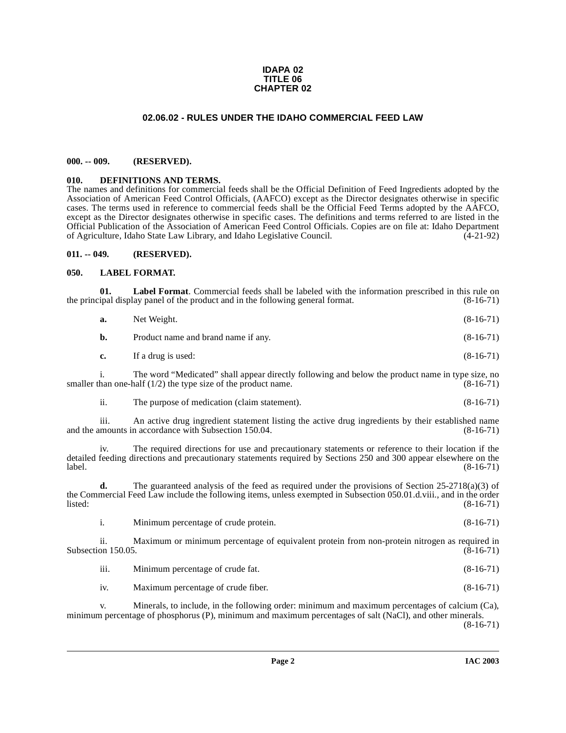**IDAPA 02**
**TITLE 06**
**CHAPTER 02**

## 02.06.02 - RULES UNDER THE IDAHO COMMERCIAL FEED LAW

### 000. -- 009. (RESERVED).

### 010. DEFINITIONS AND TERMS.

The names and definitions for commercial feeds shall be the Official Definition of Feed Ingredients adopted by the Association of American Feed Control Officials, (AAFCO) except as the Director designates otherwise in specific cases. The terms used in reference to commercial feeds shall be the Official Feed Terms adopted by the AAFCO, except as the Director designates otherwise in specific cases. The definitions and terms referred to are listed in the Official Publication of the Association of American Feed Control Officials. Copies are on file at: Idaho Department of Agriculture, Idaho State Law Library, and Idaho Legislative Council. (4-21-92)

### 011. -- 049. (RESERVED).

### 050. LABEL FORMAT.

**01. Label Format**. Commercial feeds shall be labeled with the information prescribed in this rule on the principal display panel of the product and in the following general format. (8-16-71)

**a.** Net Weight. (8-16-71)

**b.** Product name and brand name if any. (8-16-71)

**c.** If a drug is used: (8-16-71)

i. The word "Medicated" shall appear directly following and below the product name in type size, no smaller than one-half (1/2) the type size of the product name. (8-16-71)

ii. The purpose of medication (claim statement). (8-16-71)

iii. An active drug ingredient statement listing the active drug ingredients by their established name and the amounts in accordance with Subsection 150.04. (8-16-71)

iv. The required directions for use and precautionary statements or reference to their location if the detailed feeding directions and precautionary statements required by Sections 250 and 300 appear elsewhere on the label. (8-16-71)

**d.** The guaranteed analysis of the feed as required under the provisions of Section 25-2718(a)(3) of the Commercial Feed Law include the following items, unless exempted in Subsection 050.01.d.viii., and in the order listed: (8-16-71)

i. Minimum percentage of crude protein. (8-16-71)

ii. Maximum or minimum percentage of equivalent protein from non-protein nitrogen as required in Subsection 150.05. (8-16-71)

iii. Minimum percentage of crude fat. (8-16-71)

iv. Maximum percentage of crude fiber. (8-16-71)

v. Minerals, to include, in the following order: minimum and maximum percentages of calcium (Ca), minimum percentage of phosphorus (P), minimum and maximum percentages of salt (NaCl), and other minerals. (8-16-71)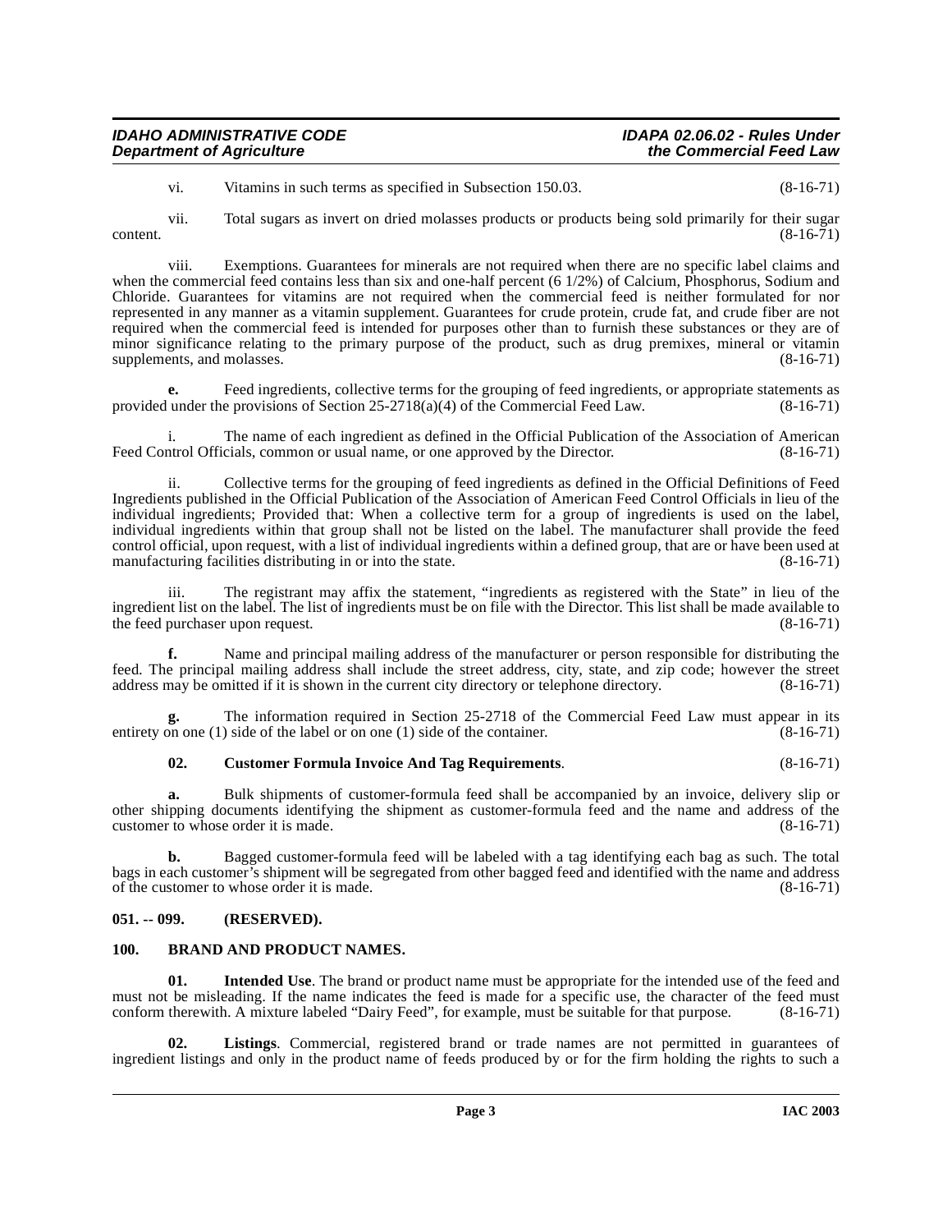vi. Vitamins in such terms as specified in Subsection 150.03. (8-16-71)

vii. Total sugars as invert on dried molasses products or products being sold primarily for their sugar content. (8-16-71)

viii. Exemptions. Guarantees for minerals are not required when there are no specific label claims and when the commercial feed contains less than six and one-half percent (6 1/2%) of Calcium, Phosphorus, Sodium and Chloride. Guarantees for vitamins are not required when the commercial feed is neither formulated for nor represented in any manner as a vitamin supplement. Guarantees for crude protein, crude fat, and crude fiber are not required when the commercial feed is intended for purposes other than to furnish these substances or they are of minor significance relating to the primary purpose of the product, such as drug premixes, mineral or vitamin supplements, and molasses. (8-16-71)

**e.** Feed ingredients, collective terms for the grouping of feed ingredients, or appropriate statements as provided under the provisions of Section 25-2718(a)(4) of the Commercial Feed Law. (8-16-71)

i. The name of each ingredient as defined in the Official Publication of the Association of American Feed Control Officials, common or usual name, or one approved by the Director. (8-16-71)

ii. Collective terms for the grouping of feed ingredients as defined in the Official Definitions of Feed Ingredients published in the Official Publication of the Association of American Feed Control Officials in lieu of the individual ingredients; Provided that: When a collective term for a group of ingredients is used on the label, individual ingredients within that group shall not be listed on the label. The manufacturer shall provide the feed control official, upon request, with a list of individual ingredients within a defined group, that are or have been used at manufacturing facilities distributing in or into the state. (8-16-71)

iii. The registrant may affix the statement, "ingredients as registered with the State" in lieu of the ingredient list on the label. The list of ingredients must be on file with the Director. This list shall be made available to the feed purchaser upon request. (8-16-71)

**f.** Name and principal mailing address of the manufacturer or person responsible for distributing the feed. The principal mailing address shall include the street address, city, state, and zip code; however the street address may be omitted if it is shown in the current city directory or telephone directory. (8-16-71)

**g.** The information required in Section 25-2718 of the Commercial Feed Law must appear in its entirety on one (1) side of the label or on one (1) side of the container. (8-16-71)

**02. Customer Formula Invoice And Tag Requirements**. (8-16-71)

**a.** Bulk shipments of customer-formula feed shall be accompanied by an invoice, delivery slip or other shipping documents identifying the shipment as customer-formula feed and the name and address of the customer to whose order it is made. (8-16-71)

**b.** Bagged customer-formula feed will be labeled with a tag identifying each bag as such. The total bags in each customer's shipment will be segregated from other bagged feed and identified with the name and address of the customer to whose order it is made. (8-16-71)

## 051. -- 099. (RESERVED).

## 100. BRAND AND PRODUCT NAMES.

**01. Intended Use**. The brand or product name must be appropriate for the intended use of the feed and must not be misleading. If the name indicates the feed is made for a specific use, the character of the feed must conform therewith. A mixture labeled "Dairy Feed", for example, must be suitable for that purpose. (8-16-71)

**02. Listings**. Commercial, registered brand or trade names are not permitted in guarantees of ingredient listings and only in the product name of feeds produced by or for the firm holding the rights to such a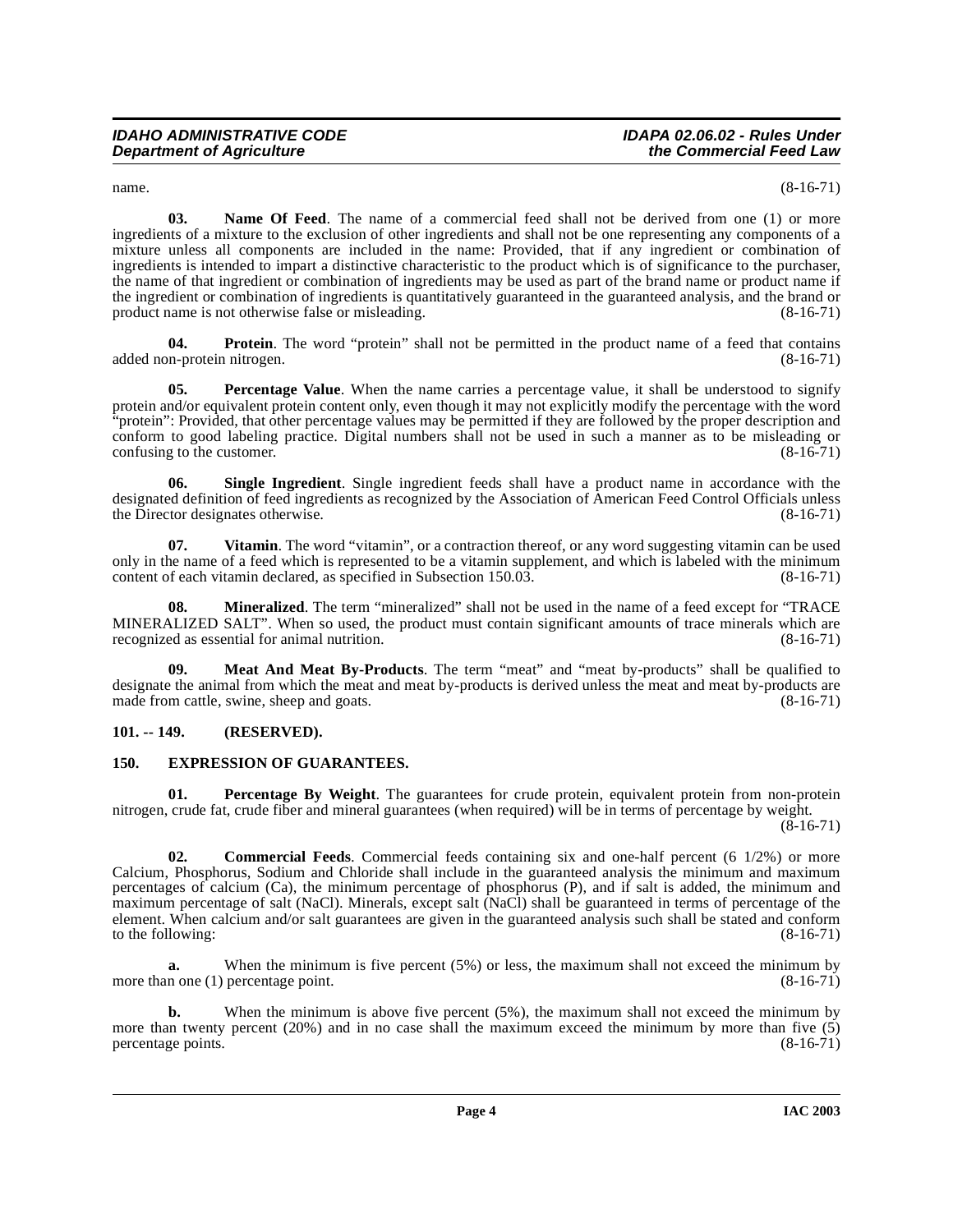name. (8-16-71)

**03. Name Of Feed**. The name of a commercial feed shall not be derived from one (1) or more ingredients of a mixture to the exclusion of other ingredients and shall not be one representing any components of a mixture unless all components are included in the name: Provided, that if any ingredient or combination of ingredients is intended to impart a distinctive characteristic to the product which is of significance to the purchaser, the name of that ingredient or combination of ingredients may be used as part of the brand name or product name if the ingredient or combination of ingredients is quantitatively guaranteed in the guaranteed analysis, and the brand or product name is not otherwise false or misleading. (8-16-71)

**04. Protein**. The word "protein" shall not be permitted in the product name of a feed that contains added non-protein nitrogen. (8-16-71)

**05. Percentage Value**. When the name carries a percentage value, it shall be understood to signify protein and/or equivalent protein content only, even though it may not explicitly modify the percentage with the word "protein": Provided, that other percentage values may be permitted if they are followed by the proper description and conform to good labeling practice. Digital numbers shall not be used in such a manner as to be misleading or confusing to the customer. (8-16-71)

**06. Single Ingredient**. Single ingredient feeds shall have a product name in accordance with the designated definition of feed ingredients as recognized by the Association of American Feed Control Officials unless the Director designates otherwise. (8-16-71)

**07. Vitamin**. The word "vitamin", or a contraction thereof, or any word suggesting vitamin can be used only in the name of a feed which is represented to be a vitamin supplement, and which is labeled with the minimum content of each vitamin declared, as specified in Subsection 150.03. (8-16-71)

**08. Mineralized**. The term "mineralized" shall not be used in the name of a feed except for "TRACE MINERALIZED SALT". When so used, the product must contain significant amounts of trace minerals which are recognized as essential for animal nutrition. (8-16-71)

**09. Meat And Meat By-Products**. The term "meat" and "meat by-products" shall be qualified to designate the animal from which the meat and meat by-products is derived unless the meat and meat by-products are made from cattle, swine, sheep and goats. (8-16-71)

## 101. -- 149. (RESERVED).

## 150. EXPRESSION OF GUARANTEES.

**01. Percentage By Weight**. The guarantees for crude protein, equivalent protein from non-protein nitrogen, crude fat, crude fiber and mineral guarantees (when required) will be in terms of percentage by weight. (8-16-71)

**02. Commercial Feeds**. Commercial feeds containing six and one-half percent (6 1/2%) or more Calcium, Phosphorus, Sodium and Chloride shall include in the guaranteed analysis the minimum and maximum percentages of calcium (Ca), the minimum percentage of phosphorus (P), and if salt is added, the minimum and maximum percentage of salt (NaCl). Minerals, except salt (NaCl) shall be guaranteed in terms of percentage of the element. When calcium and/or salt guarantees are given in the guaranteed analysis such shall be stated and conform to the following: (8-16-71)

**a.** When the minimum is five percent (5%) or less, the maximum shall not exceed the minimum by more than one (1) percentage point. (8-16-71)

**b.** When the minimum is above five percent (5%), the maximum shall not exceed the minimum by more than twenty percent (20%) and in no case shall the maximum exceed the minimum by more than five (5) percentage points. (8-16-71)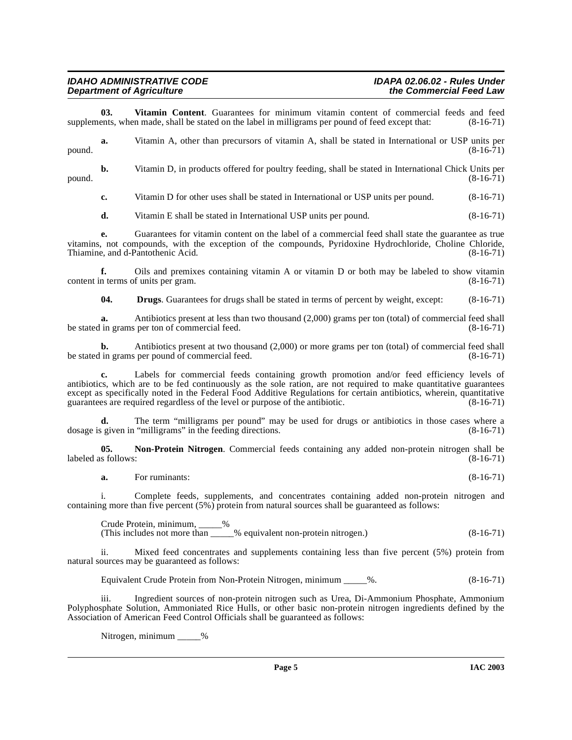**03. Vitamin Content**. Guarantees for minimum vitamin content of commercial feeds and feed supplements, when made, shall be stated on the label in milligrams per pound of feed except that: (8-16-71)

**a.** Vitamin A, other than precursors of vitamin A, shall be stated in International or USP units per pound. (8-16-71)

**b.** Vitamin D, in products offered for poultry feeding, shall be stated in International Chick Units per pound. (8-16-71)

**c.** Vitamin D for other uses shall be stated in International or USP units per pound. (8-16-71)

**d.** Vitamin E shall be stated in International USP units per pound. (8-16-71)

**e.** Guarantees for vitamin content on the label of a commercial feed shall state the guarantee as true vitamins, not compounds, with the exception of the compounds, Pyridoxine Hydrochloride, Choline Chloride, Thiamine, and d-Pantothenic Acid. (8-16-71)

**f.** Oils and premixes containing vitamin A or vitamin D or both may be labeled to show vitamin content in terms of units per gram. (8-16-71)

**04. Drugs**. Guarantees for drugs shall be stated in terms of percent by weight, except: (8-16-71)

**a.** Antibiotics present at less than two thousand (2,000) grams per ton (total) of commercial feed shall be stated in grams per ton of commercial feed. (8-16-71)

**b.** Antibiotics present at two thousand (2,000) or more grams per ton (total) of commercial feed shall be stated in grams per pound of commercial feed. (8-16-71)

**c.** Labels for commercial feeds containing growth promotion and/or feed efficiency levels of antibiotics, which are to be fed continuously as the sole ration, are not required to make quantitative guarantees except as specifically noted in the Federal Food Additive Regulations for certain antibiotics, wherein, quantitative guarantees are required regardless of the level or purpose of the antibiotic. (8-16-71)

**d.** The term "milligrams per pound" may be used for drugs or antibiotics in those cases where a dosage is given in "milligrams" in the feeding directions. (8-16-71)

**05. Non-Protein Nitrogen**. Commercial feeds containing any added non-protein nitrogen shall be labeled as follows: (8-16-71)

**a.** For ruminants: (8-16-71)

i. Complete feeds, supplements, and concentrates containing added non-protein nitrogen and containing more than five percent (5%) protein from natural sources shall be guaranteed as follows:

Crude Protein, minimum, _____%
(This includes not more than _____% equivalent non-protein nitrogen.) (8-16-71)

ii. Mixed feed concentrates and supplements containing less than five percent (5%) protein from natural sources may be guaranteed as follows:

Equivalent Crude Protein from Non-Protein Nitrogen, minimum _____%. (8-16-71)

iii. Ingredient sources of non-protein nitrogen such as Urea, Di-Ammonium Phosphate, Ammonium Polyphosphate Solution, Ammoniated Rice Hulls, or other basic non-protein nitrogen ingredients defined by the Association of American Feed Control Officials shall be guaranteed as follows:

Nitrogen, minimum _____%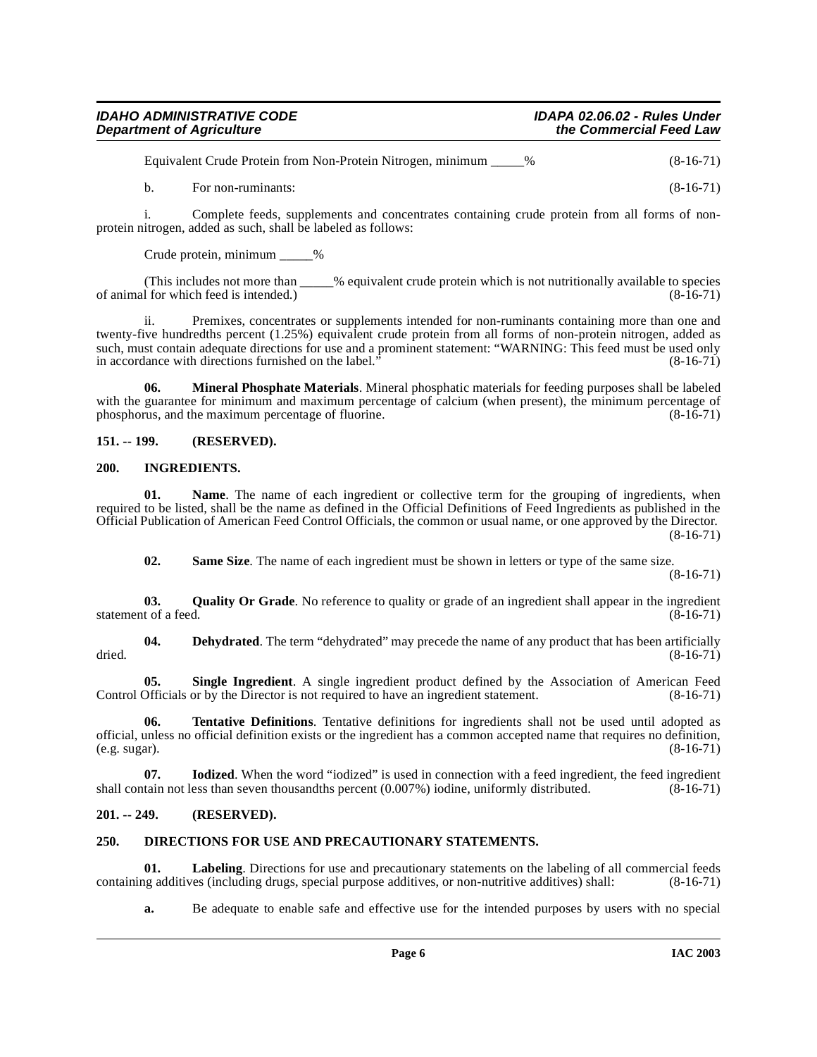Equivalent Crude Protein from Non-Protein Nitrogen, minimum _____% (8-16-71)

b. For non-ruminants: (8-16-71)

i. Complete feeds, supplements and concentrates containing crude protein from all forms of non-protein nitrogen, added as such, shall be labeled as follows:

Crude protein, minimum _____%

(This includes not more than _____% equivalent crude protein which is not nutritionally available to species of animal for which feed is intended.) (8-16-71)

ii. Premixes, concentrates or supplements intended for non-ruminants containing more than one and twenty-five hundredths percent (1.25%) equivalent crude protein from all forms of non-protein nitrogen, added as such, must contain adequate directions for use and a prominent statement: "WARNING: This feed must be used only in accordance with directions furnished on the label." (8-16-71)

**06. Mineral Phosphate Materials**. Mineral phosphatic materials for feeding purposes shall be labeled with the guarantee for minimum and maximum percentage of calcium (when present), the minimum percentage of phosphorus, and the maximum percentage of fluorine. (8-16-71)

## 151. -- 199. (RESERVED).

## 200. INGREDIENTS.

**01. Name**. The name of each ingredient or collective term for the grouping of ingredients, when required to be listed, shall be the name as defined in the Official Definitions of Feed Ingredients as published in the Official Publication of American Feed Control Officials, the common or usual name, or one approved by the Director. (8-16-71)

**02. Same Size**. The name of each ingredient must be shown in letters or type of the same size. (8-16-71)

**03. Quality Or Grade**. No reference to quality or grade of an ingredient shall appear in the ingredient statement of a feed. (8-16-71)

**04. Dehydrated**. The term "dehydrated" may precede the name of any product that has been artificially dried. (8-16-71)

**05. Single Ingredient**. A single ingredient product defined by the Association of American Feed Control Officials or by the Director is not required to have an ingredient statement. (8-16-71)

**06. Tentative Definitions**. Tentative definitions for ingredients shall not be used until adopted as official, unless no official definition exists or the ingredient has a common accepted name that requires no definition, (e.g. sugar). (8-16-71)

**07. Iodized**. When the word "iodized" is used in connection with a feed ingredient, the feed ingredient shall contain not less than seven thousandths percent (0.007%) iodine, uniformly distributed. (8-16-71)

## 201. -- 249. (RESERVED).

## 250. DIRECTIONS FOR USE AND PRECAUTIONARY STATEMENTS.

**01. Labeling**. Directions for use and precautionary statements on the labeling of all commercial feeds containing additives (including drugs, special purpose additives, or non-nutritive additives) shall: (8-16-71)

**a.** Be adequate to enable safe and effective use for the intended purposes by users with no special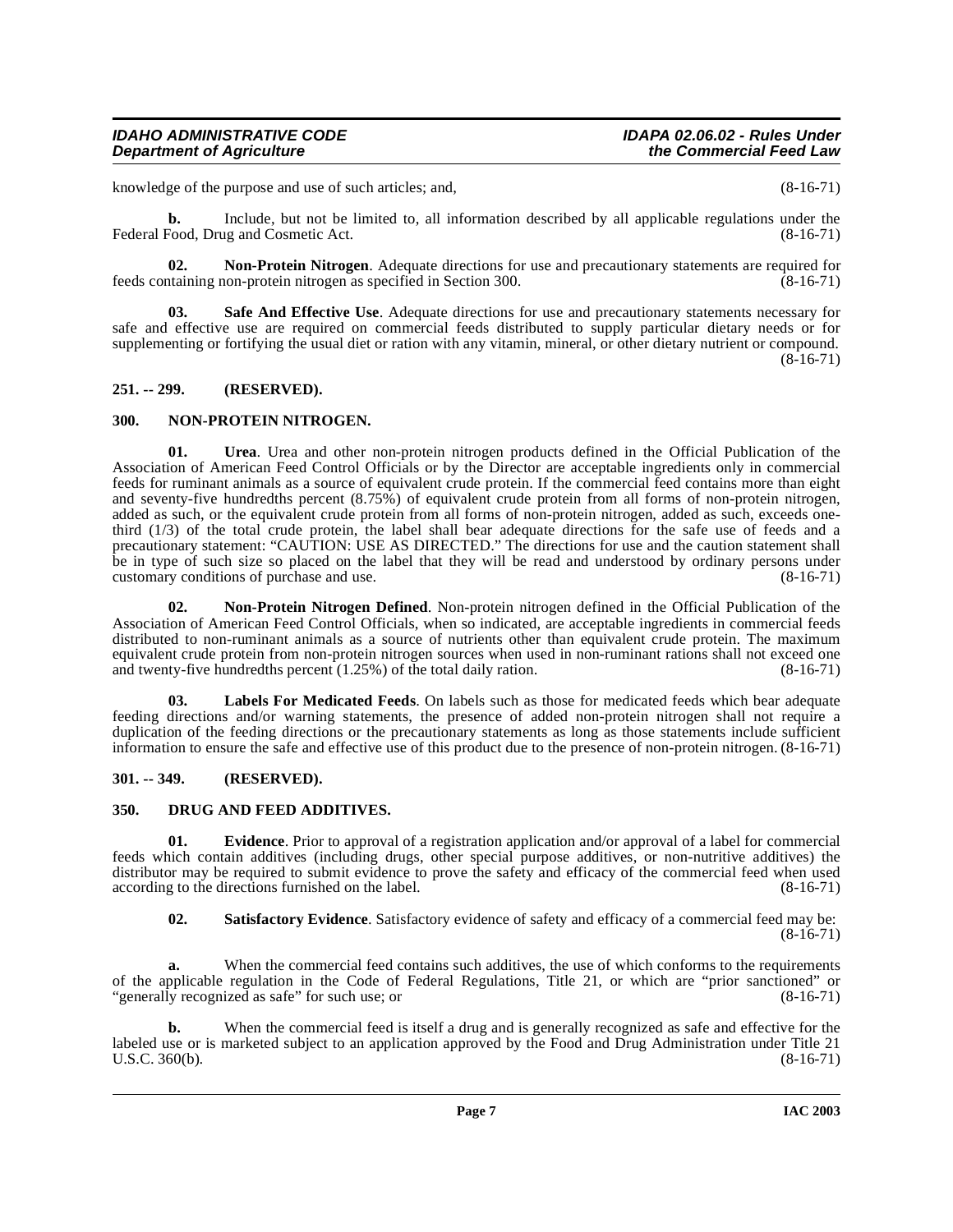knowledge of the purpose and use of such articles; and, (8-16-71)

**b.** Include, but not be limited to, all information described by all applicable regulations under the Federal Food, Drug and Cosmetic Act. (8-16-71)

**02. Non-Protein Nitrogen**. Adequate directions for use and precautionary statements are required for feeds containing non-protein nitrogen as specified in Section 300. (8-16-71)

**03. Safe And Effective Use**. Adequate directions for use and precautionary statements necessary for safe and effective use are required on commercial feeds distributed to supply particular dietary needs or for supplementing or fortifying the usual diet or ration with any vitamin, mineral, or other dietary nutrient or compound. (8-16-71)

## 251. -- 299. (RESERVED).

## 300. NON-PROTEIN NITROGEN.

**01. Urea**. Urea and other non-protein nitrogen products defined in the Official Publication of the Association of American Feed Control Officials or by the Director are acceptable ingredients only in commercial feeds for ruminant animals as a source of equivalent crude protein. If the commercial feed contains more than eight and seventy-five hundredths percent (8.75%) of equivalent crude protein from all forms of non-protein nitrogen, added as such, or the equivalent crude protein from all forms of non-protein nitrogen, added as such, exceeds one-third (1/3) of the total crude protein, the label shall bear adequate directions for the safe use of feeds and a precautionary statement: "CAUTION: USE AS DIRECTED." The directions for use and the caution statement shall be in type of such size so placed on the label that they will be read and understood by ordinary persons under customary conditions of purchase and use. (8-16-71)

**02. Non-Protein Nitrogen Defined**. Non-protein nitrogen defined in the Official Publication of the Association of American Feed Control Officials, when so indicated, are acceptable ingredients in commercial feeds distributed to non-ruminant animals as a source of nutrients other than equivalent crude protein. The maximum equivalent crude protein from non-protein nitrogen sources when used in non-ruminant rations shall not exceed one and twenty-five hundredths percent (1.25%) of the total daily ration. (8-16-71)

**03. Labels For Medicated Feeds**. On labels such as those for medicated feeds which bear adequate feeding directions and/or warning statements, the presence of added non-protein nitrogen shall not require a duplication of the feeding directions or the precautionary statements as long as those statements include sufficient information to ensure the safe and effective use of this product due to the presence of non-protein nitrogen. (8-16-71)

## 301. -- 349. (RESERVED).

## 350. DRUG AND FEED ADDITIVES.

**01. Evidence**. Prior to approval of a registration application and/or approval of a label for commercial feeds which contain additives (including drugs, other special purpose additives, or non-nutritive additives) the distributor may be required to submit evidence to prove the safety and efficacy of the commercial feed when used according to the directions furnished on the label. (8-16-71)

**02. Satisfactory Evidence**. Satisfactory evidence of safety and efficacy of a commercial feed may be: (8-16-71)

**a.** When the commercial feed contains such additives, the use of which conforms to the requirements of the applicable regulation in the Code of Federal Regulations, Title 21, or which are "prior sanctioned" or "generally recognized as safe" for such use; or (8-16-71)

**b.** When the commercial feed is itself a drug and is generally recognized as safe and effective for the labeled use or is marketed subject to an application approved by the Food and Drug Administration under Title 21 U.S.C. 360(b). (8-16-71)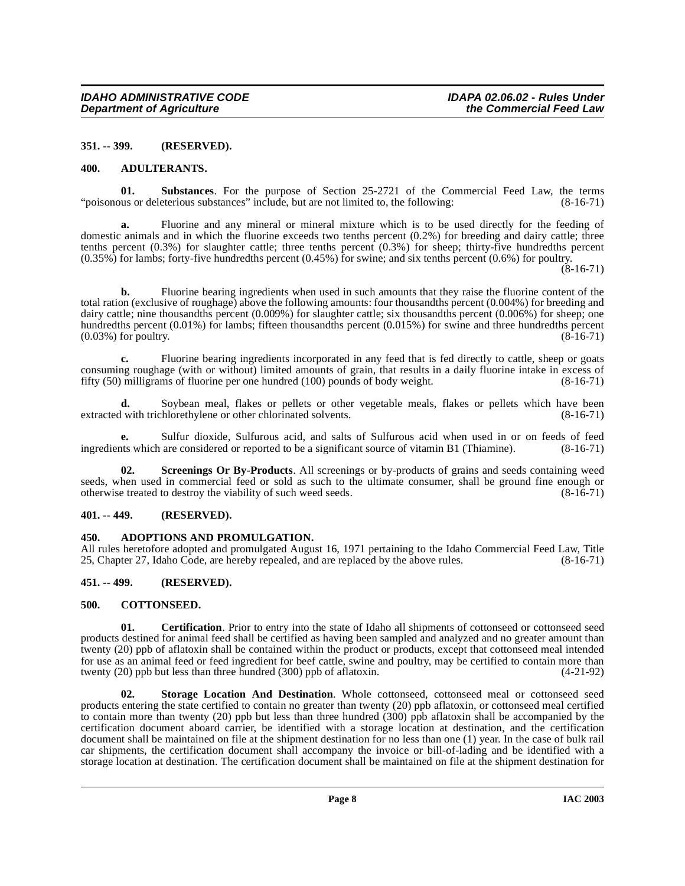**351. -- 399. (RESERVED).**

**400. ADULTERANTS.**

**01. Substances**. For the purpose of Section 25-2721 of the Commercial Feed Law, the terms "poisonous or deleterious substances" include, but are not limited to, the following: (8-16-71)

**a.** Fluorine and any mineral or mineral mixture which is to be used directly for the feeding of domestic animals and in which the fluorine exceeds two tenths percent (0.2%) for breeding and dairy cattle; three tenths percent (0.3%) for slaughter cattle; three tenths percent (0.3%) for sheep; thirty-five hundredths percent (0.35%) for lambs; forty-five hundredths percent (0.45%) for swine; and six tenths percent (0.6%) for poultry. (8-16-71)

**b.** Fluorine bearing ingredients when used in such amounts that they raise the fluorine content of the total ration (exclusive of roughage) above the following amounts: four thousandths percent (0.004%) for breeding and dairy cattle; nine thousandths percent (0.009%) for slaughter cattle; six thousandths percent (0.006%) for sheep; one hundredths percent (0.01%) for lambs; fifteen thousandths percent (0.015%) for swine and three hundredths percent (0.03%) for poultry. (8-16-71)

**c.** Fluorine bearing ingredients incorporated in any feed that is fed directly to cattle, sheep or goats consuming roughage (with or without) limited amounts of grain, that results in a daily fluorine intake in excess of fifty (50) milligrams of fluorine per one hundred (100) pounds of body weight. (8-16-71)

**d.** Soybean meal, flakes or pellets or other vegetable meals, flakes or pellets which have been extracted with trichlorethylene or other chlorinated solvents. (8-16-71)

**e.** Sulfur dioxide, Sulfurous acid, and salts of Sulfurous acid when used in or on feeds of feed ingredients which are considered or reported to be a significant source of vitamin B1 (Thiamine). (8-16-71)

**02. Screenings Or By-Products**. All screenings or by-products of grains and seeds containing weed seeds, when used in commercial feed or sold as such to the ultimate consumer, shall be ground fine enough or otherwise treated to destroy the viability of such weed seeds. (8-16-71)

**401. -- 449. (RESERVED).**

**450. ADOPTIONS AND PROMULGATION.**

All rules heretofore adopted and promulgated August 16, 1971 pertaining to the Idaho Commercial Feed Law, Title 25, Chapter 27, Idaho Code, are hereby repealed, and are replaced by the above rules. (8-16-71)

**451. -- 499. (RESERVED).**

**500. COTTONSEED.**

**01. Certification**. Prior to entry into the state of Idaho all shipments of cottonseed or cottonseed seed products destined for animal feed shall be certified as having been sampled and analyzed and no greater amount than twenty (20) ppb of aflatoxin shall be contained within the product or products, except that cottonseed meal intended for use as an animal feed or feed ingredient for beef cattle, swine and poultry, may be certified to contain more than twenty (20) ppb but less than three hundred (300) ppb of aflatoxin. (4-21-92)

**02. Storage Location And Destination**. Whole cottonseed, cottonseed meal or cottonseed seed products entering the state certified to contain no greater than twenty (20) ppb aflatoxin, or cottonseed meal certified to contain more than twenty (20) ppb but less than three hundred (300) ppb aflatoxin shall be accompanied by the certification document aboard carrier, be identified with a storage location at destination, and the certification document shall be maintained on file at the shipment destination for no less than one (1) year. In the case of bulk rail car shipments, the certification document shall accompany the invoice or bill-of-lading and be identified with a storage location at destination. The certification document shall be maintained on file at the shipment destination for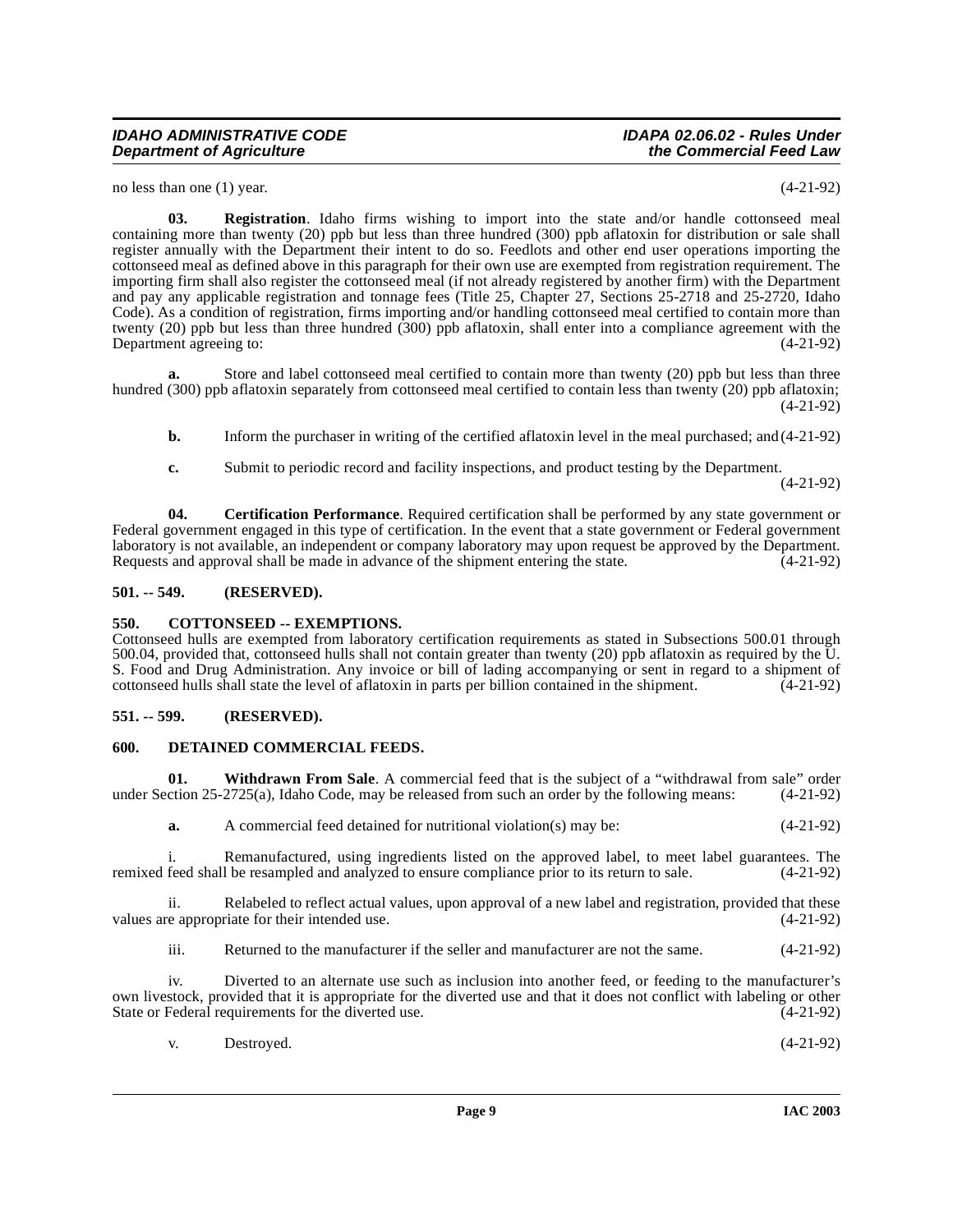no less than one (1) year. (4-21-92)

**03. Registration**. Idaho firms wishing to import into the state and/or handle cottonseed meal containing more than twenty (20) ppb but less than three hundred (300) ppb aflatoxin for distribution or sale shall register annually with the Department their intent to do so. Feedlots and other end user operations importing the cottonseed meal as defined above in this paragraph for their own use are exempted from registration requirement. The importing firm shall also register the cottonseed meal (if not already registered by another firm) with the Department and pay any applicable registration and tonnage fees (Title 25, Chapter 27, Sections 25-2718 and 25-2720, Idaho Code). As a condition of registration, firms importing and/or handling cottonseed meal certified to contain more than twenty (20) ppb but less than three hundred (300) ppb aflatoxin, shall enter into a compliance agreement with the Department agreeing to: (4-21-92)

**a.** Store and label cottonseed meal certified to contain more than twenty (20) ppb but less than three hundred (300) ppb aflatoxin separately from cottonseed meal certified to contain less than twenty (20) ppb aflatoxin; (4-21-92)

**b.** Inform the purchaser in writing of the certified aflatoxin level in the meal purchased; and (4-21-92)

**c.** Submit to periodic record and facility inspections, and product testing by the Department. (4-21-92)

**04. Certification Performance**. Required certification shall be performed by any state government or Federal government engaged in this type of certification. In the event that a state government or Federal government laboratory is not available, an independent or company laboratory may upon request be approved by the Department. Requests and approval shall be made in advance of the shipment entering the state. (4-21-92)

## 501. -- 549. (RESERVED).

## 550. COTTONSEED -- EXEMPTIONS.

Cottonseed hulls are exempted from laboratory certification requirements as stated in Subsections 500.01 through 500.04, provided that, cottonseed hulls shall not contain greater than twenty (20) ppb aflatoxin as required by the U. S. Food and Drug Administration. Any invoice or bill of lading accompanying or sent in regard to a shipment of cottonseed hulls shall state the level of aflatoxin in parts per billion contained in the shipment. (4-21-92)

## 551. -- 599. (RESERVED).

## 600. DETAINED COMMERCIAL FEEDS.

**01. Withdrawn From Sale**. A commercial feed that is the subject of a "withdrawal from sale" order under Section 25-2725(a), Idaho Code, may be released from such an order by the following means: (4-21-92)

**a.** A commercial feed detained for nutritional violation(s) may be: (4-21-92)

i. Remanufactured, using ingredients listed on the approved label, to meet label guarantees. The remixed feed shall be resampled and analyzed to ensure compliance prior to its return to sale. (4-21-92)

ii. Relabeled to reflect actual values, upon approval of a new label and registration, provided that these values are appropriate for their intended use. (4-21-92)

iii. Returned to the manufacturer if the seller and manufacturer are not the same. (4-21-92)

iv. Diverted to an alternate use such as inclusion into another feed, or feeding to the manufacturer's own livestock, provided that it is appropriate for the diverted use and that it does not conflict with labeling or other State or Federal requirements for the diverted use. (4-21-92)

v. Destroyed. (4-21-92)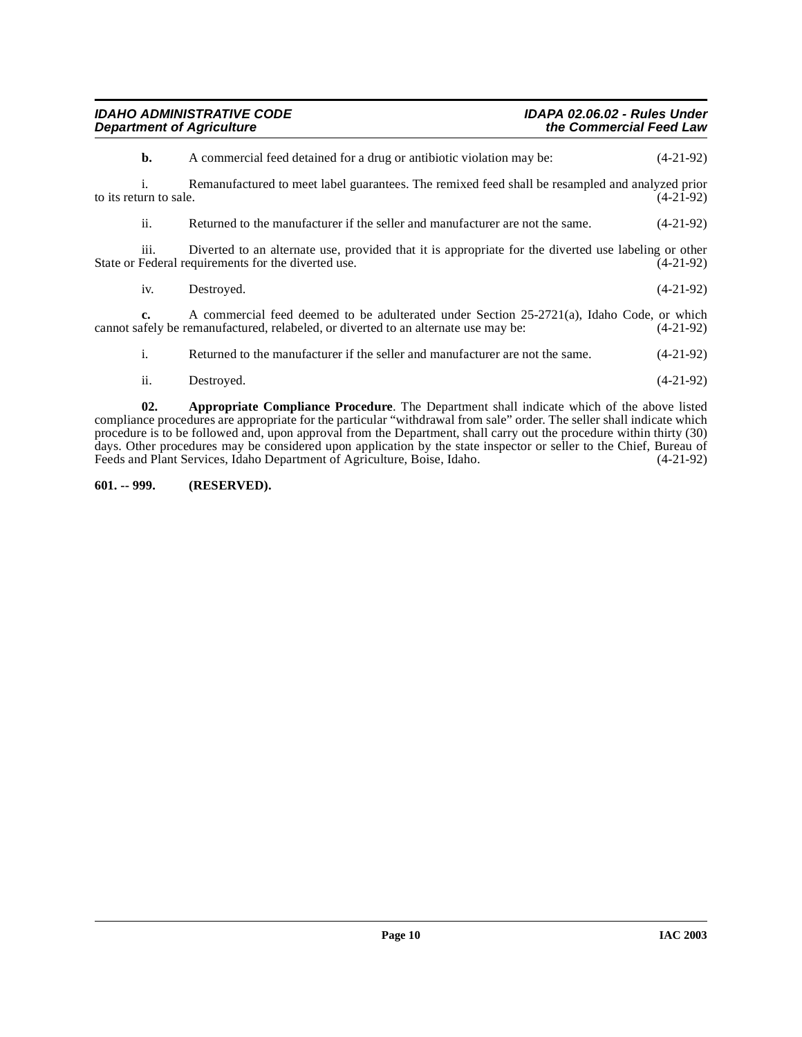**b.** A commercial feed detained for a drug or antibiotic violation may be: (4-21-92)

i. Remanufactured to meet label guarantees. The remixed feed shall be resampled and analyzed prior to its return to sale. (4-21-92)

ii. Returned to the manufacturer if the seller and manufacturer are not the same. (4-21-92)

iii. Diverted to an alternate use, provided that it is appropriate for the diverted use labeling or other State or Federal requirements for the diverted use. (4-21-92)

iv. Destroyed. (4-21-92)

**c.** A commercial feed deemed to be adulterated under Section 25-2721(a), Idaho Code, or which cannot safely be remanufactured, relabeled, or diverted to an alternate use may be: (4-21-92)

i. Returned to the manufacturer if the seller and manufacturer are not the same. (4-21-92)

ii. Destroyed. (4-21-92)

**02. Appropriate Compliance Procedure**. The Department shall indicate which of the above listed compliance procedures are appropriate for the particular "withdrawal from sale" order. The seller shall indicate which procedure is to be followed and, upon approval from the Department, shall carry out the procedure within thirty (30) days. Other procedures may be considered upon application by the state inspector or seller to the Chief, Bureau of Feeds and Plant Services, Idaho Department of Agriculture, Boise, Idaho. (4-21-92)

**601. -- 999. (RESERVED).**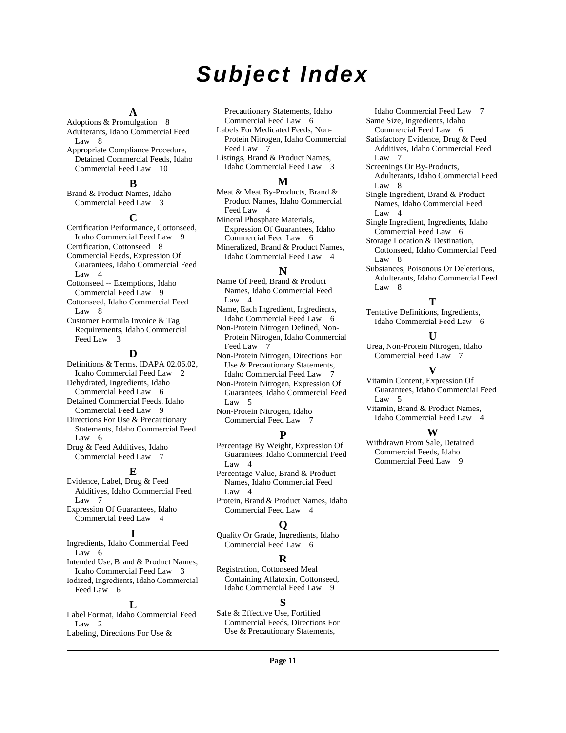# Subject Index

### A

Adoptions & Promulgation   8
Adulterants, Idaho Commercial Feed Law   8
Appropriate Compliance Procedure, Detained Commercial Feeds, Idaho Commercial Feed Law   10

### B

Brand & Product Names, Idaho Commercial Feed Law   3

### C

Certification Performance, Cottonseed, Idaho Commercial Feed Law   9
Certification, Cottonseed   8
Commercial Feeds, Expression Of Guarantees, Idaho Commercial Feed Law   4
Cottonseed -- Exemptions, Idaho Commercial Feed Law   9
Cottonseed, Idaho Commercial Feed Law   8
Customer Formula Invoice & Tag Requirements, Idaho Commercial Feed Law   3

### D

Definitions & Terms, IDAPA 02.06.02, Idaho Commercial Feed Law   2
Dehydrated, Ingredients, Idaho Commercial Feed Law   6
Detained Commercial Feeds, Idaho Commercial Feed Law   9
Directions For Use & Precautionary Statements, Idaho Commercial Feed Law   6
Drug & Feed Additives, Idaho Commercial Feed Law   7

### E

Evidence, Label, Drug & Feed Additives, Idaho Commercial Feed Law   7
Expression Of Guarantees, Idaho Commercial Feed Law   4

### I

Ingredients, Idaho Commercial Feed Law   6
Intended Use, Brand & Product Names, Idaho Commercial Feed Law   3
Iodized, Ingredients, Idaho Commercial Feed Law   6

### L

Label Format, Idaho Commercial Feed Law   2
Labeling, Directions For Use & Precautionary Statements, Idaho Commercial Feed Law   6
Labels For Medicated Feeds, Non-Protein Nitrogen, Idaho Commercial Feed Law   7
Listings, Brand & Product Names, Idaho Commercial Feed Law   3

### M

Meat & Meat By-Products, Brand & Product Names, Idaho Commercial Feed Law   4
Mineral Phosphate Materials, Expression Of Guarantees, Idaho Commercial Feed Law   6
Mineralized, Brand & Product Names, Idaho Commercial Feed Law   4

### N

Name Of Feed, Brand & Product Names, Idaho Commercial Feed Law   4
Name, Each Ingredient, Ingredients, Idaho Commercial Feed Law   6
Non-Protein Nitrogen Defined, Non-Protein Nitrogen, Idaho Commercial Feed Law   7
Non-Protein Nitrogen, Directions For Use & Precautionary Statements, Idaho Commercial Feed Law   7
Non-Protein Nitrogen, Expression Of Guarantees, Idaho Commercial Feed Law   5
Non-Protein Nitrogen, Idaho Commercial Feed Law   7

### P

Percentage By Weight, Expression Of Guarantees, Idaho Commercial Feed Law   4
Percentage Value, Brand & Product Names, Idaho Commercial Feed Law   4
Protein, Brand & Product Names, Idaho Commercial Feed Law   4

### Q

Quality Or Grade, Ingredients, Idaho Commercial Feed Law   6

### R

Registration, Cottonseed Meal Containing Aflatoxin, Cottonseed, Idaho Commercial Feed Law   9

### S

Safe & Effective Use, Fortified Commercial Feeds, Directions For Use & Precautionary Statements, Idaho Commercial Feed Law   7
Same Size, Ingredients, Idaho Commercial Feed Law   6
Satisfactory Evidence, Drug & Feed Additives, Idaho Commercial Feed Law   7
Screenings Or By-Products, Adulterants, Idaho Commercial Feed Law   8
Single Ingredient, Brand & Product Names, Idaho Commercial Feed Law   4
Single Ingredient, Ingredients, Idaho Commercial Feed Law   6
Storage Location & Destination, Cottonseed, Idaho Commercial Feed Law   8
Substances, Poisonous Or Deleterious, Adulterants, Idaho Commercial Feed Law   8

### T

Tentative Definitions, Ingredients, Idaho Commercial Feed Law   6

### U

Urea, Non-Protein Nitrogen, Idaho Commercial Feed Law   7

### V

Vitamin Content, Expression Of Guarantees, Idaho Commercial Feed Law   5
Vitamin, Brand & Product Names, Idaho Commercial Feed Law   4

### W

Withdrawn From Sale, Detained Commercial Feeds, Idaho Commercial Feed Law   9